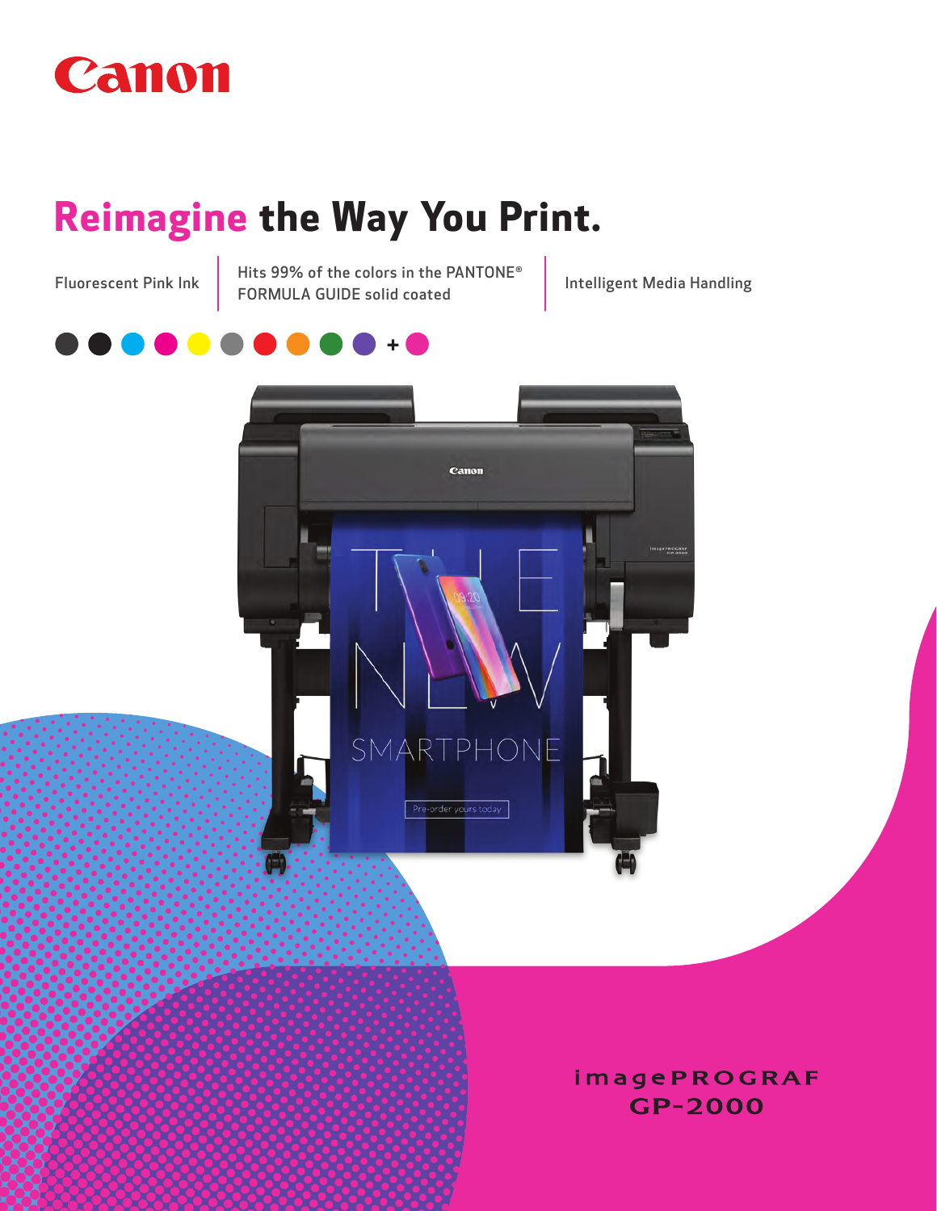Canon

# Reimagine the Way You Print.

Fluorescent Pink Ink | Hits 99% of the colors in the PANTONE® FORMULA GUIDE solid coated | Intelligent Media Handling

imagePROGRAF
GP-2000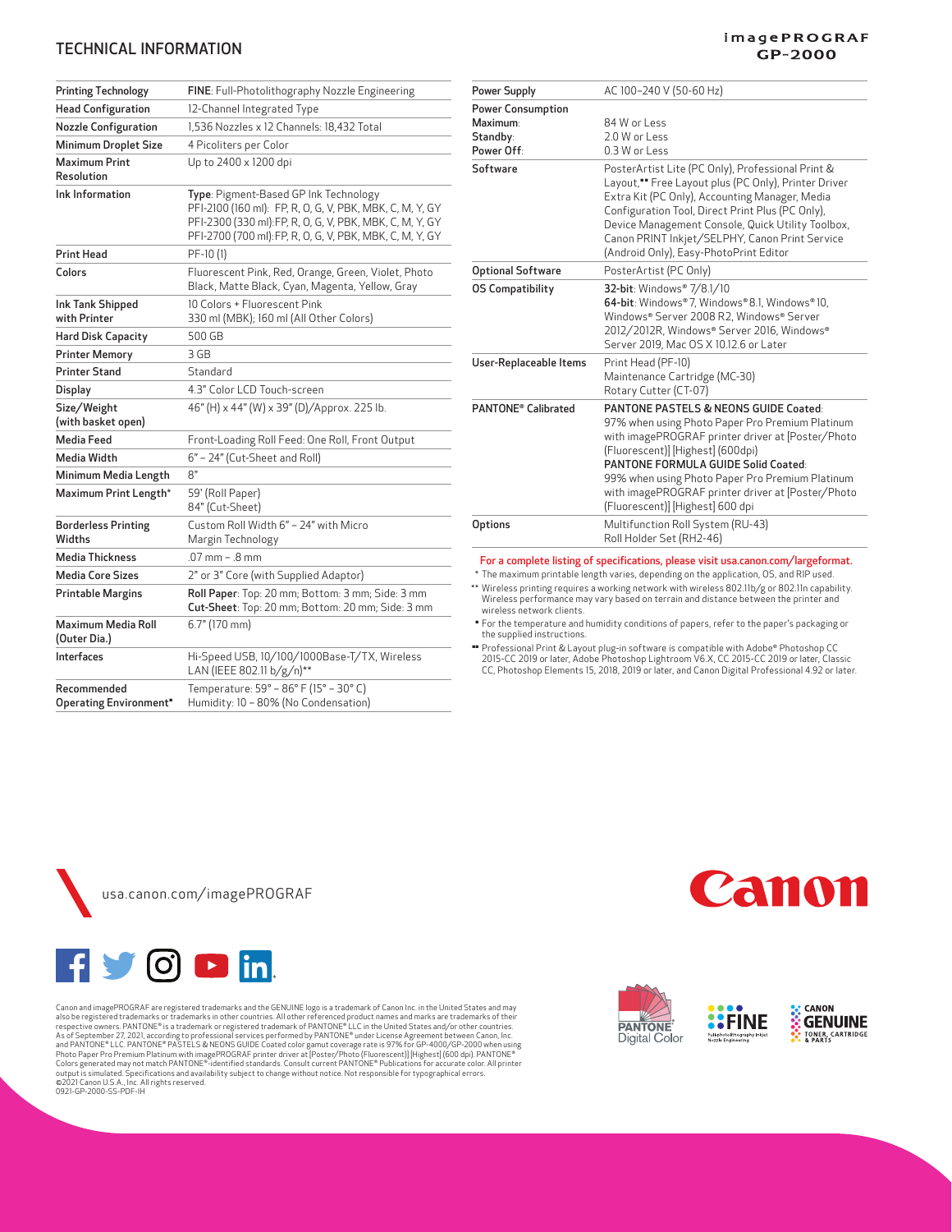# TECHNICAL INFORMATION

**imagePROGRAF GP-2000**

| | |
|---|---|
| Printing Technology | FINE: Full-Photolithography Nozzle Engineering |
| Head Configuration | 12-Channel Integrated Type |
| Nozzle Configuration | 1,536 Nozzles x 12 Channels: 18,432 Total |
| Minimum Droplet Size | 4 Picoliters per Color |
| Maximum Print Resolution | Up to 2400 x 1200 dpi |
| Ink Information | **Type**: Pigment-Based GP Ink Technology<br>PFI-2100 (160 ml): FP, R, O, G, V, PBK, MBK, C, M, Y, GY<br>PFI-2300 (330 ml):FP, R, O, G, V, PBK, MBK, C, M, Y, GY<br>PFI-2700 (700 ml):FP, R, O, G, V, PBK, MBK, C, M, Y, GY |
| Print Head | PF-10 (1) |
| Colors | Fluorescent Pink, Red, Orange, Green, Violet, Photo Black, Matte Black, Cyan, Magenta, Yellow, Gray |
| Ink Tank Shipped with Printer | 10 Colors + Fluorescent Pink<br>330 ml (MBK); 160 ml (All Other Colors) |
| Hard Disk Capacity | 500 GB |
| Printer Memory | 3 GB |
| Printer Stand | Standard |
| Display | 4.3" Color LCD Touch-screen |
| Size/Weight (with basket open) | 46" (H) x 44" (W) x 39" (D)/Approx. 225 lb. |
| Media Feed | Front-Loading Roll Feed: One Roll, Front Output |
| Media Width | 6" – 24" (Cut-Sheet and Roll) |
| Minimum Media Length | 8" |
| Maximum Print Length* | 59' (Roll Paper)<br>84" (Cut-Sheet) |
| Borderless Printing Widths | Custom Roll Width 6" – 24" with Micro Margin Technology |
| Media Thickness | .07 mm – .8 mm |
| Media Core Sizes | 2" or 3" Core (with Supplied Adaptor) |
| Printable Margins | **Roll Paper**: Top: 20 mm; Bottom: 3 mm; Side: 3 mm<br>**Cut-Sheet**: Top: 20 mm; Bottom: 20 mm; Side: 3 mm |
| Maximum Media Roll (Outer Dia.) | 6.7" (170 mm) |
| Interfaces | Hi-Speed USB, 10/100/1000Base-T/TX, Wireless LAN (IEEE 802.11 b/g/n)** |
| Recommended Operating Environment▪ | Temperature: 59° – 86° F (15° – 30° C)<br>Humidity: 10 – 80% (No Condensation) |
| Power Supply | AC 100–240 V (50-60 Hz) |
| Power Consumption<br>Maximum:<br>Standby:<br>Power Off: | <br>84 W or Less<br>2.0 W or Less<br>0.3 W or Less |
| Software | PosterArtist Lite (PC Only), Professional Print & Layout,▪▪ Free Layout plus (PC Only), Printer Driver Extra Kit (PC Only), Accounting Manager, Media Configuration Tool, Direct Print Plus (PC Only), Device Management Console, Quick Utility Toolbox, Canon PRINT Inkjet/SELPHY, Canon Print Service (Android Only), Easy-PhotoPrint Editor |
| Optional Software | PosterArtist (PC Only) |
| OS Compatibility | **32-bit**: Windows® 7/8.1/10<br>**64-bit**: Windows® 7, Windows® 8.1, Windows® 10, Windows® Server 2008 R2, Windows® Server 2012/2012R, Windows® Server 2016, Windows® Server 2019, Mac OS X 10.12.6 or Later |
| User-Replaceable Items | Print Head (PF-10)<br>Maintenance Cartridge (MC-30)<br>Rotary Cutter (CT-07) |
| PANTONE® Calibrated | **PANTONE PASTELS & NEONS GUIDE Coated**: 97% when using Photo Paper Pro Premium Platinum with imagePROGRAF printer driver at [Poster/Photo (Fluorescent)] [Highest] (600dpi)<br>**PANTONE FORMULA GUIDE Solid Coated**: 99% when using Photo Paper Pro Premium Platinum with imagePROGRAF printer driver at [Poster/Photo (Fluorescent)] [Highest] 600 dpi |
| Options | Multifunction Roll System (RU-43)<br>Roll Holder Set (RH2-46) |

For a complete listing of specifications, please visit usa.canon.com/largeformat.

\* The maximum printable length varies, depending on the application, OS, and RIP used.

\*\* Wireless printing requires a working network with wireless 802.11b/g or 802.11n capability. Wireless performance may vary based on terrain and distance between the printer and wireless network clients.

▪ For the temperature and humidity conditions of papers, refer to the paper's packaging or the supplied instructions.

▪▪ Professional Print & Layout plug-in software is compatible with Adobe® Photoshop CC 2015-CC 2019 or later, Adobe Photoshop Lightroom V6.X, CC 2015-CC 2019 or later, Classic CC, Photoshop Elements 15, 2018, 2019 or later, and Canon Digital Professional 4.92 or later.

usa.canon.com/imagePROGRAF

Canon and imagePROGRAF are registered trademarks and the GENUINE logo is a trademark of Canon Inc. in the United States and may also be registered trademarks or trademarks in other countries. All other referenced product names and marks are trademarks of their respective owners. PANTONE® is a trademark or registered trademark of PANTONE® LLC in the United States and/or other countries. As of September 27, 2021, according to professional services performed by PANTONE® under License Agreement between Canon, Inc. and PANTONE® LLC. PANTONE® PASTELS & NEONS GUIDE Coated color gamut coverage rate is 97% for GP-4000/GP-2000 when using Photo Paper Pro Premium Platinum with imagePROGRAF printer driver at [Poster/Photo (Fluorescent)] [Highest] (600 dpi). PANTONE® Colors generated may not match PANTONE®-identified standards. Consult current PANTONE® Publications for accurate color. All printer output is simulated. Specifications and availability subject to change without notice. Not responsible for typographical errors.
©2021 Canon U.S.A., Inc. All rights reserved.
0921-GP-2000-SS-PDF-IH